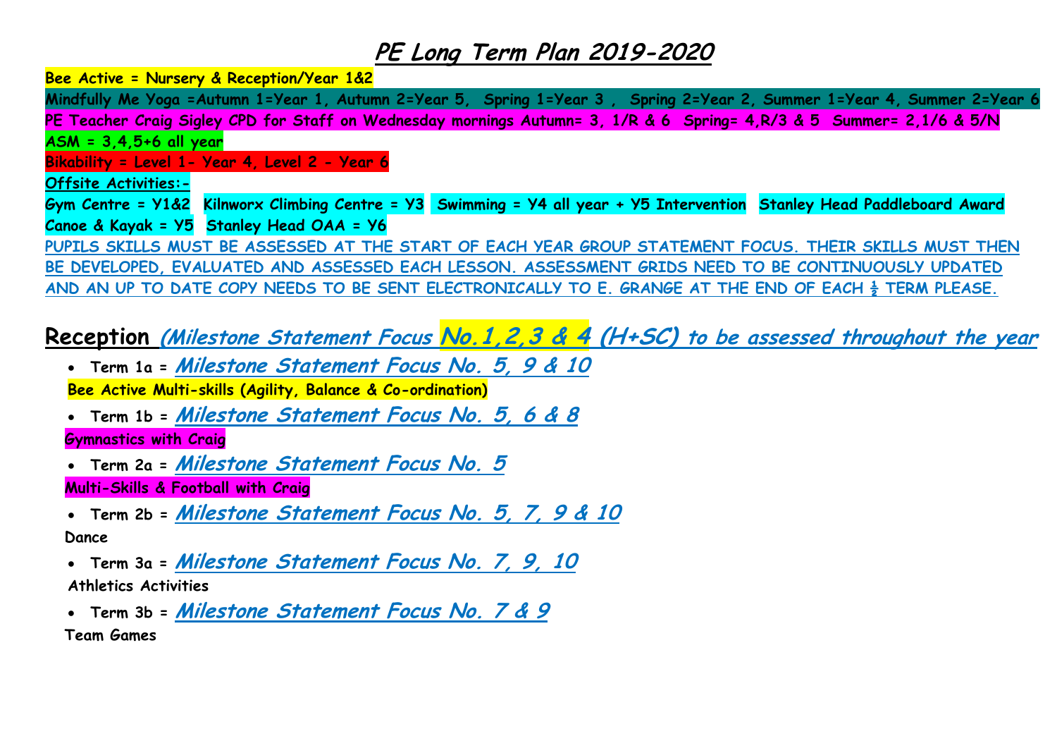# PE Long Term Plan 2019-2020

**Bee Active = Nursery & Reception/Year 1&2**

**Mindfully Me Yoga =Autumn 1=Year 1, Autumn 2=Year 5, Spring 1=Year 3 , Spring 2=Year 2, Summer 1=Year 4, Summer 2=Year 6**

**PE Teacher Craig Sigley CPD for Staff on Wednesday mornings Autumn= 3, 1/R & 6 Spring= 4,R/3 & 5 Summer= 2,1/6 & 5/N**

**ASM = 3,4,5+6 all year**

**Bikability = Level 1- Year 4, Level 2 - Year 6**

**Offsite Activities:-**

**Gym Centre = Y1&2 Kilnworx Climbing Centre = Y3 Swimming = Y4 all year + Y5 Intervention Stanley Head Paddleboard Award Canoe & Kayak = Y5 Stanley Head OAA = Y6**

**PUPILS SKILLS MUST BE ASSESSED AT THE START OF EACH YEAR GROUP STATEMENT FOCUS. THEIR SKILLS MUST THEN BE DEVELOPED, EVALUATED AND ASSESSED EACH LESSON. ASSESSMENT GRIDS NEED TO BE CONTINUOUSLY UPDATED AND AN UP TO DATE COPY NEEDS TO BE SENT ELECTRONICALLY TO E. GRANGE AT THE END OF EACH ½ TERM PLEASE.**

## Reception *(Milestone Statement Focus No.1,2,3 & 4 (H+SC) to be assessed throughout the year*

- **Term 1a =** ***Milestone Statement Focus No. 5, 9 & 10***

  **Bee Active Multi-skills (Agility, Balance & Co-ordination)**

- **Term 1b =** ***Milestone Statement Focus No. 5, 6 & 8***

  **Gymnastics with Craig**

- **Term 2a =** ***Milestone Statement Focus No. 5***

  **Multi-Skills & Football with Craig**

- **Term 2b =** ***Milestone Statement Focus No. 5, 7, 9 & 10***

  **Dance**

- **Term 3a =** ***Milestone Statement Focus No. 7, 9, 10***

  **Athletics Activities**

- **Term 3b =** ***Milestone Statement Focus No. 7 & 9***

  **Team Games**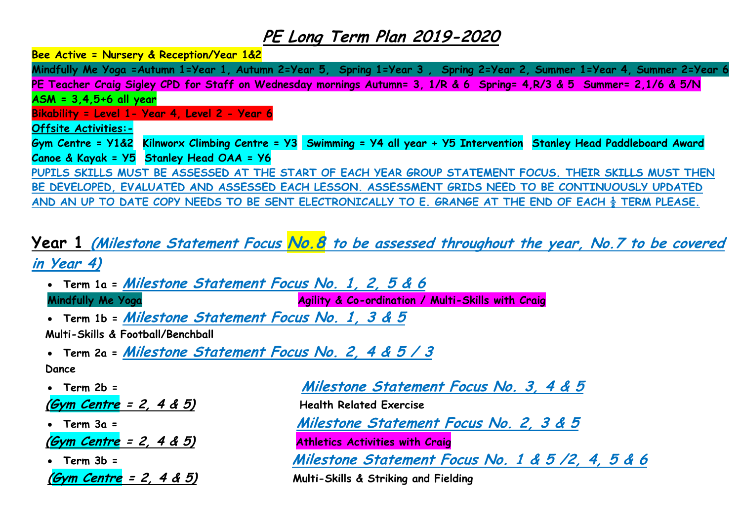# PE Long Term Plan 2019-2020

**Bee Active = Nursery & Reception/Year 1&2**

**Mindfully Me Yoga =Autumn 1=Year 1, Autumn 2=Year 5, Spring 1=Year 3 , Spring 2=Year 2, Summer 1=Year 4, Summer 2=Year 6**

**PE Teacher Craig Sigley CPD for Staff on Wednesday mornings Autumn= 3, 1/R & 6 Spring= 4,R/3 & 5 Summer= 2,1/6 & 5/N**

**ASM = 3,4,5+6 all year**

**Bikability = Level 1- Year 4, Level 2 - Year 6**

**Offsite Activities:-**

**Gym Centre = Y1&2 Kilnworx Climbing Centre = Y3 Swimming = Y4 all year + Y5 Intervention Stanley Head Paddleboard Award Canoe & Kayak = Y5 Stanley Head OAA = Y6**

**PUPILS SKILLS MUST BE ASSESSED AT THE START OF EACH YEAR GROUP STATEMENT FOCUS. THEIR SKILLS MUST THEN BE DEVELOPED, EVALUATED AND ASSESSED EACH LESSON. ASSESSMENT GRIDS NEED TO BE CONTINUOUSLY UPDATED AND AN UP TO DATE COPY NEEDS TO BE SENT ELECTRONICALLY TO E. GRANGE AT THE END OF EACH ½ TERM PLEASE.**

## Year 1 *(Milestone Statement Focus No.8 to be assessed throughout the year, No.7 to be covered in Year 4)*

- **Term 1a =** ***Milestone Statement Focus No. 1, 2, 5 & 6***

  **Mindfully Me Yoga** — **Agility & Co-ordination / Multi-Skills with Craig**

- **Term 1b =** ***Milestone Statement Focus No. 1, 3 & 5***

  **Multi-Skills & Football/Benchball**

- **Term 2a =** ***Milestone Statement Focus No. 2, 4 & 5 / 3***

  **Dance**

- **Term 2b =** ***Milestone Statement Focus No. 3, 4 & 5***

  ***(Gym Centre = 2, 4 & 5)*** — **Health Related Exercise**

- **Term 3a =** ***Milestone Statement Focus No. 2, 3 & 5***

  ***(Gym Centre = 2, 4 & 5)*** — **Athletics Activities with Craig**

- **Term 3b =** ***Milestone Statement Focus No. 1 & 5 /2, 4, 5 & 6***

  ***(Gym Centre = 2, 4 & 5)*** — **Multi-Skills & Striking and Fielding**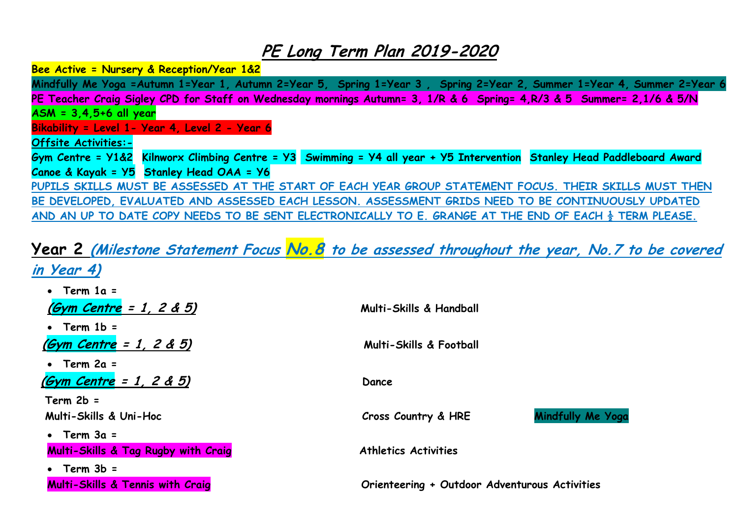# *PE Long Term Plan 2019-2020*

**Bee Active = Nursery & Reception/Year 1&2**

**Mindfully Me Yoga =Autumn 1=Year 1, Autumn 2=Year 5, Spring 1=Year 3 , Spring 2=Year 2, Summer 1=Year 4, Summer 2=Year 6**

**PE Teacher Craig Sigley CPD for Staff on Wednesday mornings Autumn= 3, 1/R & 6 Spring= 4,R/3 & 5 Summer= 2,1/6 & 5/N**

**ASM = 3,4,5+6 all year**

**Bikability = Level 1- Year 4, Level 2 - Year 6**

**Offsite Activities:-**

**Gym Centre = Y1&2 Kilnworx Climbing Centre = Y3 Swimming = Y4 all year + Y5 Intervention Stanley Head Paddleboard Award Canoe & Kayak = Y5 Stanley Head OAA = Y6**

**PUPILS SKILLS MUST BE ASSESSED AT THE START OF EACH YEAR GROUP STATEMENT FOCUS. THEIR SKILLS MUST THEN BE DEVELOPED, EVALUATED AND ASSESSED EACH LESSON. ASSESSMENT GRIDS NEED TO BE CONTINUOUSLY UPDATED AND AN UP TO DATE COPY NEEDS TO BE SENT ELECTRONICALLY TO E. GRANGE AT THE END OF EACH ½ TERM PLEASE.**

## Year 2 *(Milestone Statement Focus No.8 to be assessed throughout the year, No.7 to be covered in Year 4)*

- **Term 1a =**

  ***(Gym Centre = 1, 2 & 5)*** — **Multi-Skills & Handball**

- **Term 1b =**

  ***(Gym Centre = 1, 2 & 5)*** — **Multi-Skills & Football**

- **Term 2a =**

  ***(Gym Centre = 1, 2 & 5)*** — **Dance**

**Term 2b =**

**Multi-Skills & Uni-Hoc** — **Cross Country & HRE** — **Mindfully Me Yoga**

- **Term 3a =**

  **Multi-Skills & Tag Rugby with Craig** — **Athletics Activities**

- **Term 3b =**

  **Multi-Skills & Tennis with Craig** — **Orienteering + Outdoor Adventurous Activities**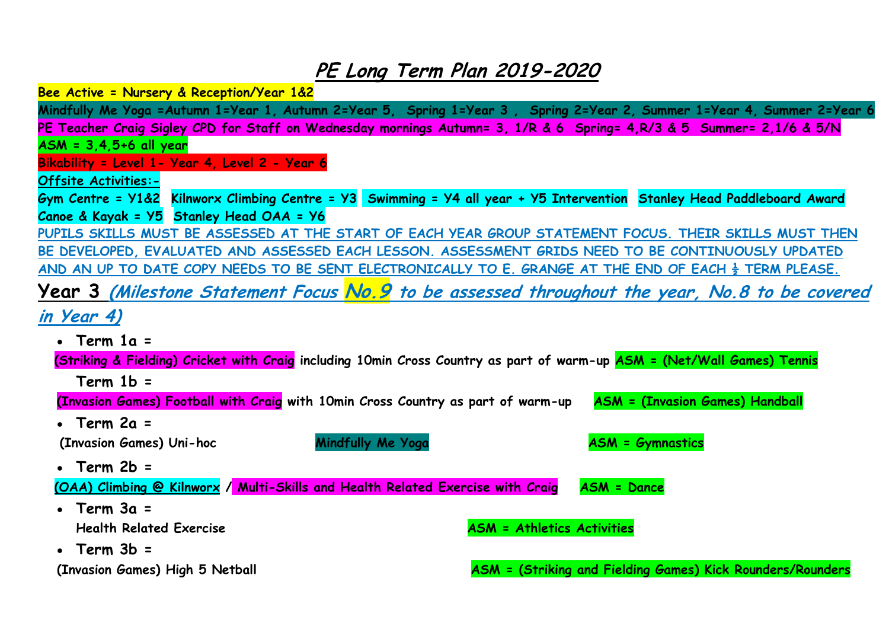# *PE Long Term Plan 2019-2020*

**Bee Active = Nursery & Reception/Year 1&2**

**Mindfully Me Yoga =Autumn 1=Year 1, Autumn 2=Year 5, Spring 1=Year 3 , Spring 2=Year 2, Summer 1=Year 4, Summer 2=Year 6**

**PE Teacher Craig Sigley CPD for Staff on Wednesday mornings Autumn= 3, 1/R & 6 Spring= 4,R/3 & 5 Summer= 2,1/6 & 5/N**

**ASM = 3,4,5+6 all year**

**Bikability = Level 1- Year 4, Level 2 - Year 6**

**Offsite Activities:-**

**Gym Centre = Y1&2 Kilnworx Climbing Centre = Y3 Swimming = Y4 all year + Y5 Intervention Stanley Head Paddleboard Award Canoe & Kayak = Y5 Stanley Head OAA = Y6**

**PUPILS SKILLS MUST BE ASSESSED AT THE START OF EACH YEAR GROUP STATEMENT FOCUS. THEIR SKILLS MUST THEN BE DEVELOPED, EVALUATED AND ASSESSED EACH LESSON. ASSESSMENT GRIDS NEED TO BE CONTINUOUSLY UPDATED AND AN UP TO DATE COPY NEEDS TO BE SENT ELECTRONICALLY TO E. GRANGE AT THE END OF EACH ½ TERM PLEASE.**

## Year 3 *(Milestone Statement Focus No.9 to be assessed throughout the year, No.8 to be covered in Year 4)*

- **Term 1a =**

**(Striking & Fielding) Cricket with Craig including 10min Cross Country as part of warm-up ASM = (Net/Wall Games) Tennis**

**Term 1b =**

**(Invasion Games) Football with Craig with 10min Cross Country as part of warm-up ASM = (Invasion Games) Handball**

- **Term 2a =**

**(Invasion Games) Uni-hoc Mindfully Me Yoga ASM = Gymnastics**

- **Term 2b =**

**(OAA) Climbing @ Kilnworx / Multi-Skills and Health Related Exercise with Craig ASM = Dance**

- **Term 3a =**

**Health Related Exercise ASM = Athletics Activities**

- **Term 3b =**

**(Invasion Games) High 5 Netball ASM = (Striking and Fielding Games) Kick Rounders/Rounders**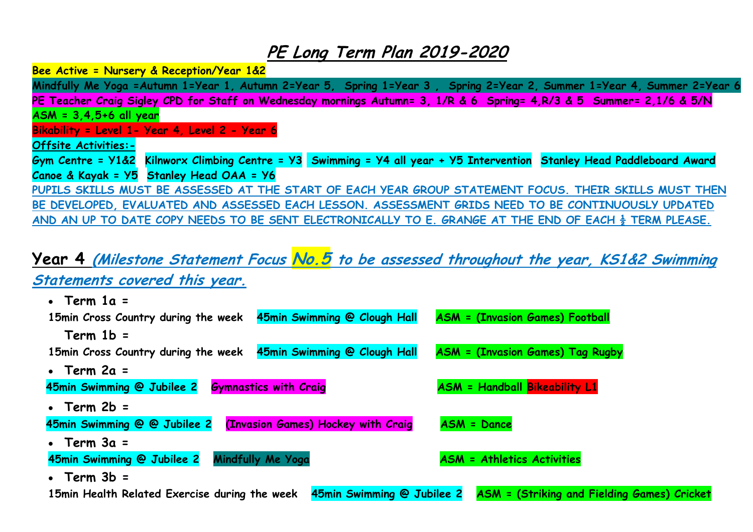# PE Long Term Plan 2019-2020

**Bee Active = Nursery & Reception/Year 1&2**

**Mindfully Me Yoga =Autumn 1=Year 1, Autumn 2=Year 5, Spring 1=Year 3 , Spring 2=Year 2, Summer 1=Year 4, Summer 2=Year 6**

**PE Teacher Craig Sigley CPD for Staff on Wednesday mornings Autumn= 3, 1/R & 6 Spring= 4,R/3 & 5 Summer= 2,1/6 & 5/N**

**ASM = 3,4,5+6 all year**

**Bikability = Level 1- Year 4, Level 2 - Year 6**

**Offsite Activities:-**

**Gym Centre = Y1&2 Kilnworx Climbing Centre = Y3 Swimming = Y4 all year + Y5 Intervention Stanley Head Paddleboard Award Canoe & Kayak = Y5 Stanley Head OAA = Y6**

**PUPILS SKILLS MUST BE ASSESSED AT THE START OF EACH YEAR GROUP STATEMENT FOCUS. THEIR SKILLS MUST THEN BE DEVELOPED, EVALUATED AND ASSESSED EACH LESSON. ASSESSMENT GRIDS NEED TO BE CONTINUOUSLY UPDATED AND AN UP TO DATE COPY NEEDS TO BE SENT ELECTRONICALLY TO E. GRANGE AT THE END OF EACH ½ TERM PLEASE.**

## Year 4 *(Milestone Statement Focus No.5 to be assessed throughout the year, KS1&2 Swimming Statements covered this year.*

- **Term 1a =**

  **15min Cross Country during the week** **45min Swimming @ Clough Hall** **ASM = (Invasion Games) Football**

  **Term 1b =**

  **15min Cross Country during the week** **45min Swimming @ Clough Hall** **ASM = (Invasion Games) Tag Rugby**

- **Term 2a =**

  **45min Swimming @ Jubilee 2** **Gymnastics with Craig** **ASM = Handball** **Bikeability L1**

- **Term 2b =**

  **45min Swimming @ @ Jubilee 2** **(Invasion Games) Hockey with Craig** **ASM = Dance**

- **Term 3a =**

  **45min Swimming @ Jubilee 2** **Mindfully Me Yoga** **ASM = Athletics Activities**

- **Term 3b =**

  **15min Health Related Exercise during the week** **45min Swimming @ Jubilee 2** **ASM = (Striking and Fielding Games) Cricket**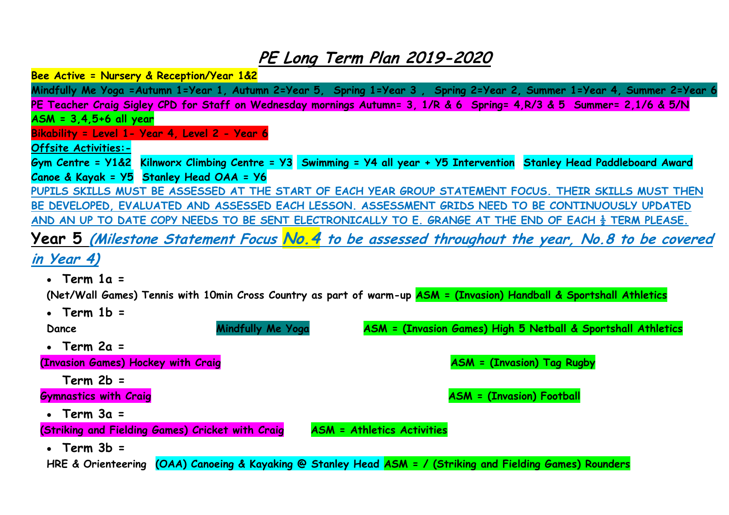# PE Long Term Plan 2019-2020

Bee Active = Nursery & Reception/Year 1&2

Mindfully Me Yoga =Autumn 1=Year 1, Autumn 2=Year 5, Spring 1=Year 3 , Spring 2=Year 2, Summer 1=Year 4, Summer 2=Year 6

PE Teacher Craig Sigley CPD for Staff on Wednesday mornings Autumn= 3, 1/R & 6 Spring= 4,R/3 & 5 Summer= 2,1/6 & 5/N

ASM = 3,4,5+6 all year

Bikability = Level 1- Year 4, Level 2 - Year 6

Offsite Activities:-

Gym Centre = Y1&2 Kilnworx Climbing Centre = Y3 Swimming = Y4 all year + Y5 Intervention Stanley Head Paddleboard Award Canoe & Kayak = Y5 Stanley Head OAA = Y6

PUPILS SKILLS MUST BE ASSESSED AT THE START OF EACH YEAR GROUP STATEMENT FOCUS. THEIR SKILLS MUST THEN BE DEVELOPED, EVALUATED AND ASSESSED EACH LESSON. ASSESSMENT GRIDS NEED TO BE CONTINUOUSLY UPDATED AND AN UP TO DATE COPY NEEDS TO BE SENT ELECTRONICALLY TO E. GRANGE AT THE END OF EACH ½ TERM PLEASE.

## Year 5 *(Milestone Statement Focus No.4 to be assessed throughout the year, No.8 to be covered in Year 4)*

- **Term 1a =**

(Net/Wall Games) Tennis with 10min Cross Country as part of warm-up ASM = (Invasion) Handball & Sportshall Athletics

- **Term 1b =**

Dance Mindfully Me Yoga ASM = (Invasion Games) High 5 Netball & Sportshall Athletics

- **Term 2a =**

(Invasion Games) Hockey with Craig ASM = (Invasion) Tag Rugby

**Term 2b =**

Gymnastics with Craig ASM = (Invasion) Football

- **Term 3a =**

(Striking and Fielding Games) Cricket with Craig ASM = Athletics Activities

- **Term 3b =**

HRE & Orienteering (OAA) Canoeing & Kayaking @ Stanley Head ASM = / (Striking and Fielding Games) Rounders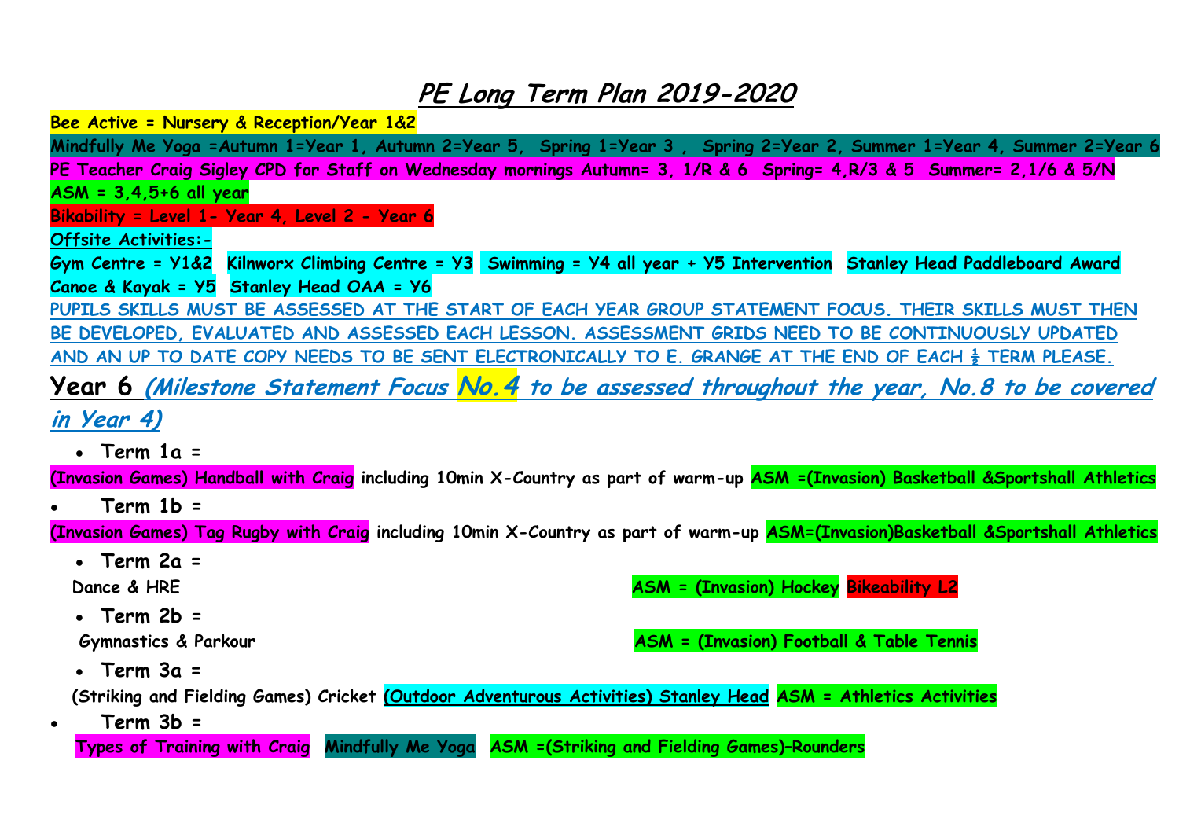# PE Long Term Plan 2019-2020

**Bee Active = Nursery & Reception/Year 1&2**

**Mindfully Me Yoga =Autumn 1=Year 1, Autumn 2=Year 5, Spring 1=Year 3 , Spring 2=Year 2, Summer 1=Year 4, Summer 2=Year 6**

**PE Teacher Craig Sigley CPD for Staff on Wednesday mornings Autumn= 3, 1/R & 6 Spring= 4,R/3 & 5 Summer= 2,1/6 & 5/N**

**ASM = 3,4,5+6 all year**

**Bikability = Level 1- Year 4, Level 2 - Year 6**

**Offsite Activities:-**

**Gym Centre = Y1&2 Kilnworx Climbing Centre = Y3 Swimming = Y4 all year + Y5 Intervention Stanley Head Paddleboard Award Canoe & Kayak = Y5 Stanley Head OAA = Y6**

PUPILS SKILLS MUST BE ASSESSED AT THE START OF EACH YEAR GROUP STATEMENT FOCUS. THEIR SKILLS MUST THEN BE DEVELOPED, EVALUATED AND ASSESSED EACH LESSON. ASSESSMENT GRIDS NEED TO BE CONTINUOUSLY UPDATED AND AN UP TO DATE COPY NEEDS TO BE SENT ELECTRONICALLY TO E. GRANGE AT THE END OF EACH ½ TERM PLEASE.

## Year 6 *(Milestone Statement Focus No.4 to be assessed throughout the year, No.8 to be covered in Year 4)*

- **Term 1a =**

**(Invasion Games) Handball with Craig including 10min X-Country as part of warm-up ASM =(Invasion) Basketball &Sportshall Athletics**

- **Term 1b =**

**(Invasion Games) Tag Rugby with Craig including 10min X-Country as part of warm-up ASM=(Invasion)Basketball &Sportshall Athletics**

- **Term 2a =**

**Dance & HRE ASM = (Invasion) Hockey Bikeability L2**

- **Term 2b =**

**Gymnastics & Parkour ASM = (Invasion) Football & Table Tennis**

- **Term 3a =**

**(Striking and Fielding Games) Cricket (Outdoor Adventurous Activities) Stanley Head ASM = Athletics Activities**

- **Term 3b =**

**Types of Training with Craig Mindfully Me Yoga ASM =(Striking and Fielding Games)–Rounders**